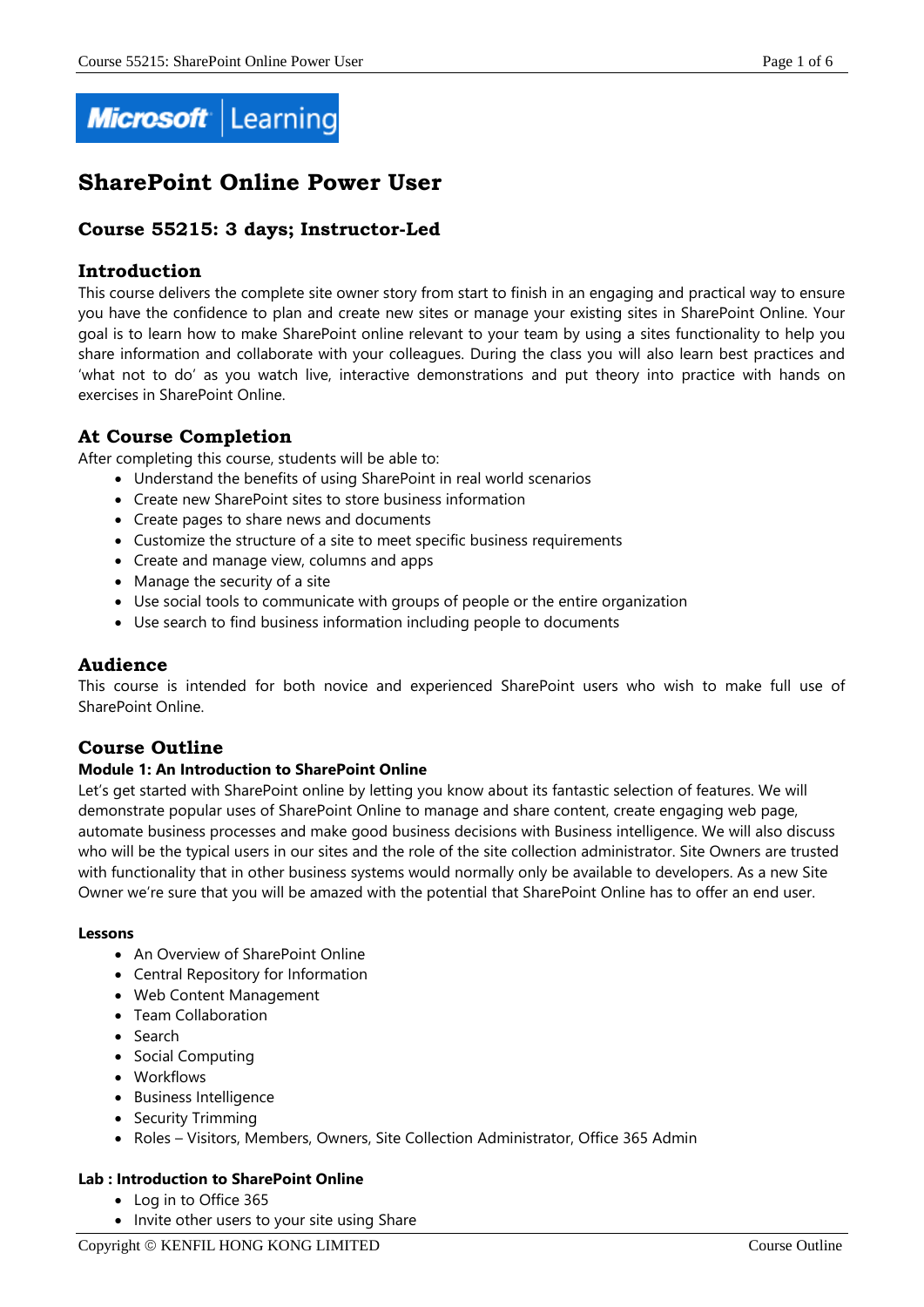# SharePoint Online Power User

## Course 55215: 3 days; Instructor-Led

### Introduction

This course delivers the complete site owner story from start to finish in an engaging and practical way to ensure you have the confidence to plan and create new sites or manage your existing sites in SharePoint Online. Your goal is to learn how to make SharePoint online relevant to your team by using a sites functionality to help you share information and collaborate with your colleagues. During the class you will also learn best practices and 'what not to do' as you watch live, interactive demonstrations and put theory into practice with hands on exercises in SharePoint Online.

### At Course Completion

After completing this course, students will be able to:

- Understand the benefits of using SharePoint in real world scenarios
- Create new SharePoint sites to store business information
- Create pages to share news and documents
- Customize the structure of a site to meet specific business requirements
- Create and manage view, columns and apps
- Manage the security of a site
- Use social tools to communicate with groups of people or the entire organization
- Use search to find business information including people to documents

### Audience

This course is intended for both novice and experienced SharePoint users who wish to make full use of SharePoint Online.

### Course Outline

**Module 1: An Introduction to SharePoint Online**

Let's get started with SharePoint online by letting you know about its fantastic selection of features. We will demonstrate popular uses of SharePoint Online to manage and share content, create engaging web page, automate business processes and make good business decisions with Business intelligence. We will also discuss who will be the typical users in our sites and the role of the site collection administrator. Site Owners are trusted with functionality that in other business systems would normally only be available to developers. As a new Site Owner we're sure that you will be amazed with the potential that SharePoint Online has to offer an end user.

**Lessons**

- An Overview of SharePoint Online
- Central Repository for Information
- Web Content Management
- Team Collaboration
- Search
- Social Computing
- Workflows
- Business Intelligence
- Security Trimming
- Roles – Visitors, Members, Owners, Site Collection Administrator, Office 365 Admin

**Lab : Introduction to SharePoint Online**

- Log in to Office 365
- Invite other users to your site using Share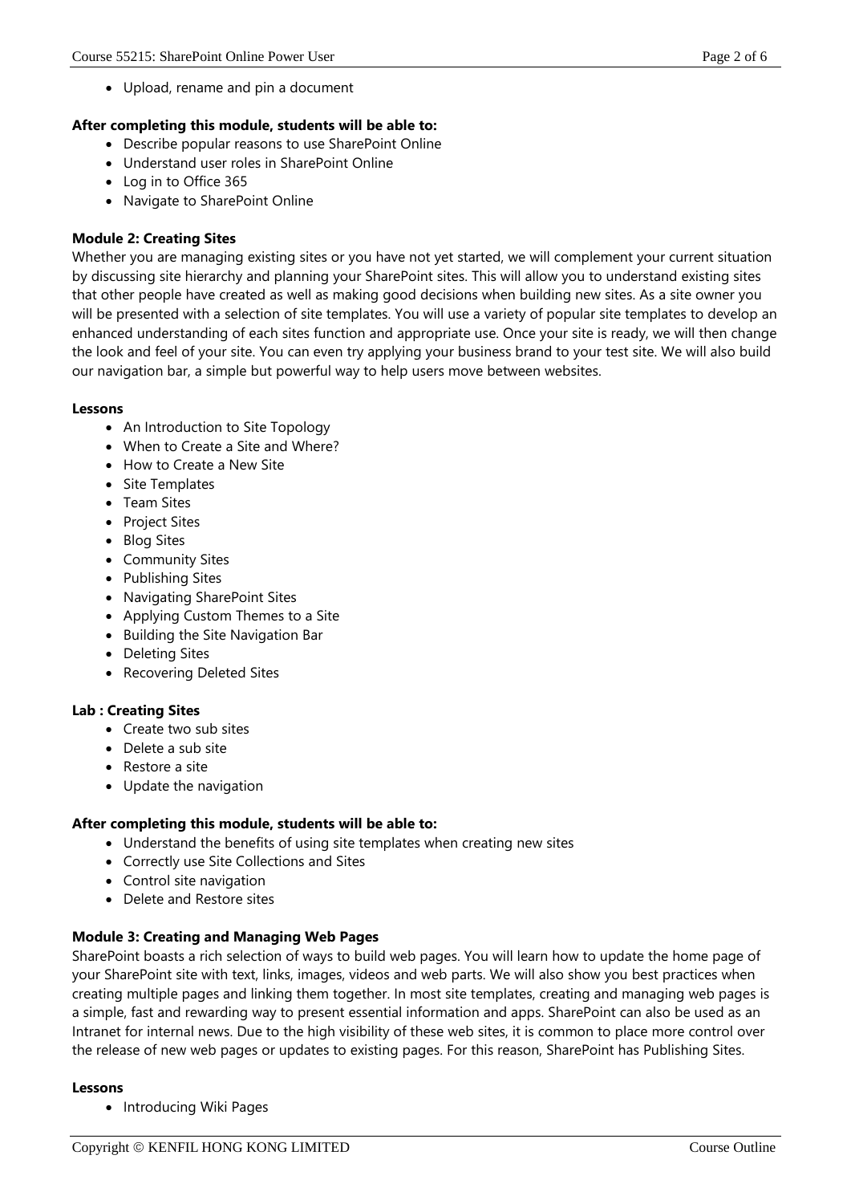- Upload, rename and pin a document

**After completing this module, students will be able to:**

- Describe popular reasons to use SharePoint Online
- Understand user roles in SharePoint Online
- Log in to Office 365
- Navigate to SharePoint Online

**Module 2: Creating Sites**

Whether you are managing existing sites or you have not yet started, we will complement your current situation by discussing site hierarchy and planning your SharePoint sites. This will allow you to understand existing sites that other people have created as well as making good decisions when building new sites. As a site owner you will be presented with a selection of site templates. You will use a variety of popular site templates to develop an enhanced understanding of each sites function and appropriate use. Once your site is ready, we will then change the look and feel of your site. You can even try applying your business brand to your test site. We will also build our navigation bar, a simple but powerful way to help users move between websites.

**Lessons**

- An Introduction to Site Topology
- When to Create a Site and Where?
- How to Create a New Site
- Site Templates
- Team Sites
- Project Sites
- Blog Sites
- Community Sites
- Publishing Sites
- Navigating SharePoint Sites
- Applying Custom Themes to a Site
- Building the Site Navigation Bar
- Deleting Sites
- Recovering Deleted Sites

**Lab : Creating Sites**

- Create two sub sites
- Delete a sub site
- Restore a site
- Update the navigation

**After completing this module, students will be able to:**

- Understand the benefits of using site templates when creating new sites
- Correctly use Site Collections and Sites
- Control site navigation
- Delete and Restore sites

**Module 3: Creating and Managing Web Pages**

SharePoint boasts a rich selection of ways to build web pages. You will learn how to update the home page of your SharePoint site with text, links, images, videos and web parts. We will also show you best practices when creating multiple pages and linking them together. In most site templates, creating and managing web pages is a simple, fast and rewarding way to present essential information and apps. SharePoint can also be used as an Intranet for internal news. Due to the high visibility of these web sites, it is common to place more control over the release of new web pages or updates to existing pages. For this reason, SharePoint has Publishing Sites.

**Lessons**

- Introducing Wiki Pages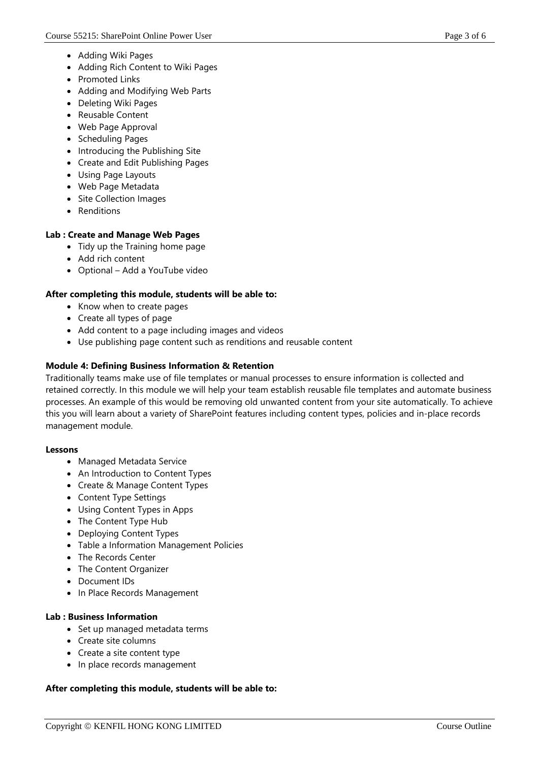- Adding Wiki Pages
- Adding Rich Content to Wiki Pages
- Promoted Links
- Adding and Modifying Web Parts
- Deleting Wiki Pages
- Reusable Content
- Web Page Approval
- Scheduling Pages
- Introducing the Publishing Site
- Create and Edit Publishing Pages
- Using Page Layouts
- Web Page Metadata
- Site Collection Images
- Renditions

**Lab : Create and Manage Web Pages**

- Tidy up the Training home page
- Add rich content
- Optional – Add a YouTube video

**After completing this module, students will be able to:**

- Know when to create pages
- Create all types of page
- Add content to a page including images and videos
- Use publishing page content such as renditions and reusable content

**Module 4: Defining Business Information & Retention**

Traditionally teams make use of file templates or manual processes to ensure information is collected and retained correctly. In this module we will help your team establish reusable file templates and automate business processes. An example of this would be removing old unwanted content from your site automatically. To achieve this you will learn about a variety of SharePoint features including content types, policies and in-place records management module.

**Lessons**

- Managed Metadata Service
- An Introduction to Content Types
- Create & Manage Content Types
- Content Type Settings
- Using Content Types in Apps
- The Content Type Hub
- Deploying Content Types
- Table a Information Management Policies
- The Records Center
- The Content Organizer
- Document IDs
- In Place Records Management

**Lab : Business Information**

- Set up managed metadata terms
- Create site columns
- Create a site content type
- In place records management

**After completing this module, students will be able to:**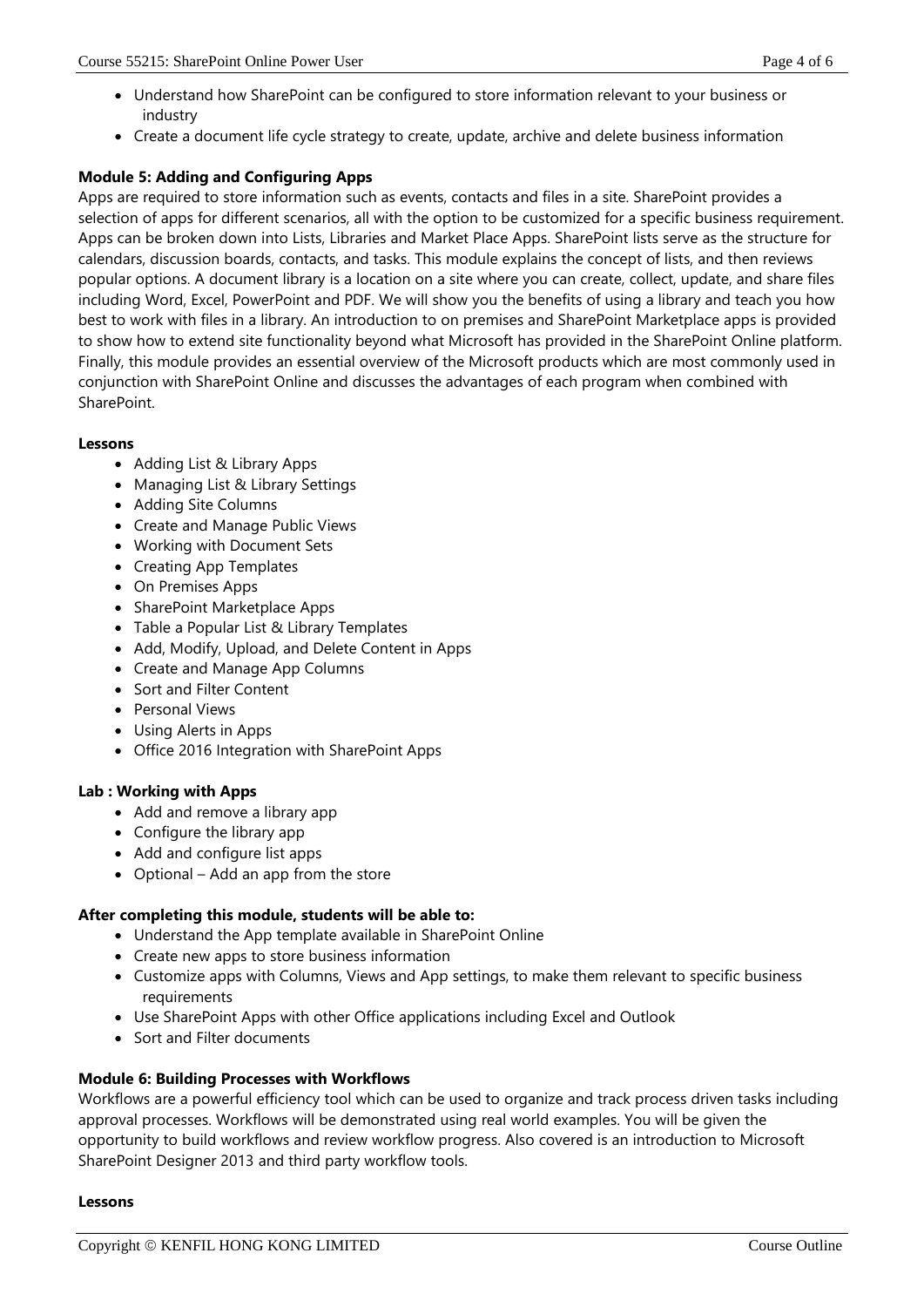- Understand how SharePoint can be configured to store information relevant to your business or industry
- Create a document life cycle strategy to create, update, archive and delete business information

**Module 5: Adding and Configuring Apps**

Apps are required to store information such as events, contacts and files in a site. SharePoint provides a selection of apps for different scenarios, all with the option to be customized for a specific business requirement. Apps can be broken down into Lists, Libraries and Market Place Apps. SharePoint lists serve as the structure for calendars, discussion boards, contacts, and tasks. This module explains the concept of lists, and then reviews popular options. A document library is a location on a site where you can create, collect, update, and share files including Word, Excel, PowerPoint and PDF. We will show you the benefits of using a library and teach you how best to work with files in a library. An introduction to on premises and SharePoint Marketplace apps is provided to show how to extend site functionality beyond what Microsoft has provided in the SharePoint Online platform. Finally, this module provides an essential overview of the Microsoft products which are most commonly used in conjunction with SharePoint Online and discusses the advantages of each program when combined with SharePoint.

**Lessons**

- Adding List & Library Apps
- Managing List & Library Settings
- Adding Site Columns
- Create and Manage Public Views
- Working with Document Sets
- Creating App Templates
- On Premises Apps
- SharePoint Marketplace Apps
- Table a Popular List & Library Templates
- Add, Modify, Upload, and Delete Content in Apps
- Create and Manage App Columns
- Sort and Filter Content
- Personal Views
- Using Alerts in Apps
- Office 2016 Integration with SharePoint Apps

**Lab : Working with Apps**

- Add and remove a library app
- Configure the library app
- Add and configure list apps
- Optional – Add an app from the store

**After completing this module, students will be able to:**

- Understand the App template available in SharePoint Online
- Create new apps to store business information
- Customize apps with Columns, Views and App settings, to make them relevant to specific business requirements
- Use SharePoint Apps with other Office applications including Excel and Outlook
- Sort and Filter documents

**Module 6: Building Processes with Workflows**

Workflows are a powerful efficiency tool which can be used to organize and track process driven tasks including approval processes. Workflows will be demonstrated using real world examples. You will be given the opportunity to build workflows and review workflow progress. Also covered is an introduction to Microsoft SharePoint Designer 2013 and third party workflow tools.

**Lessons**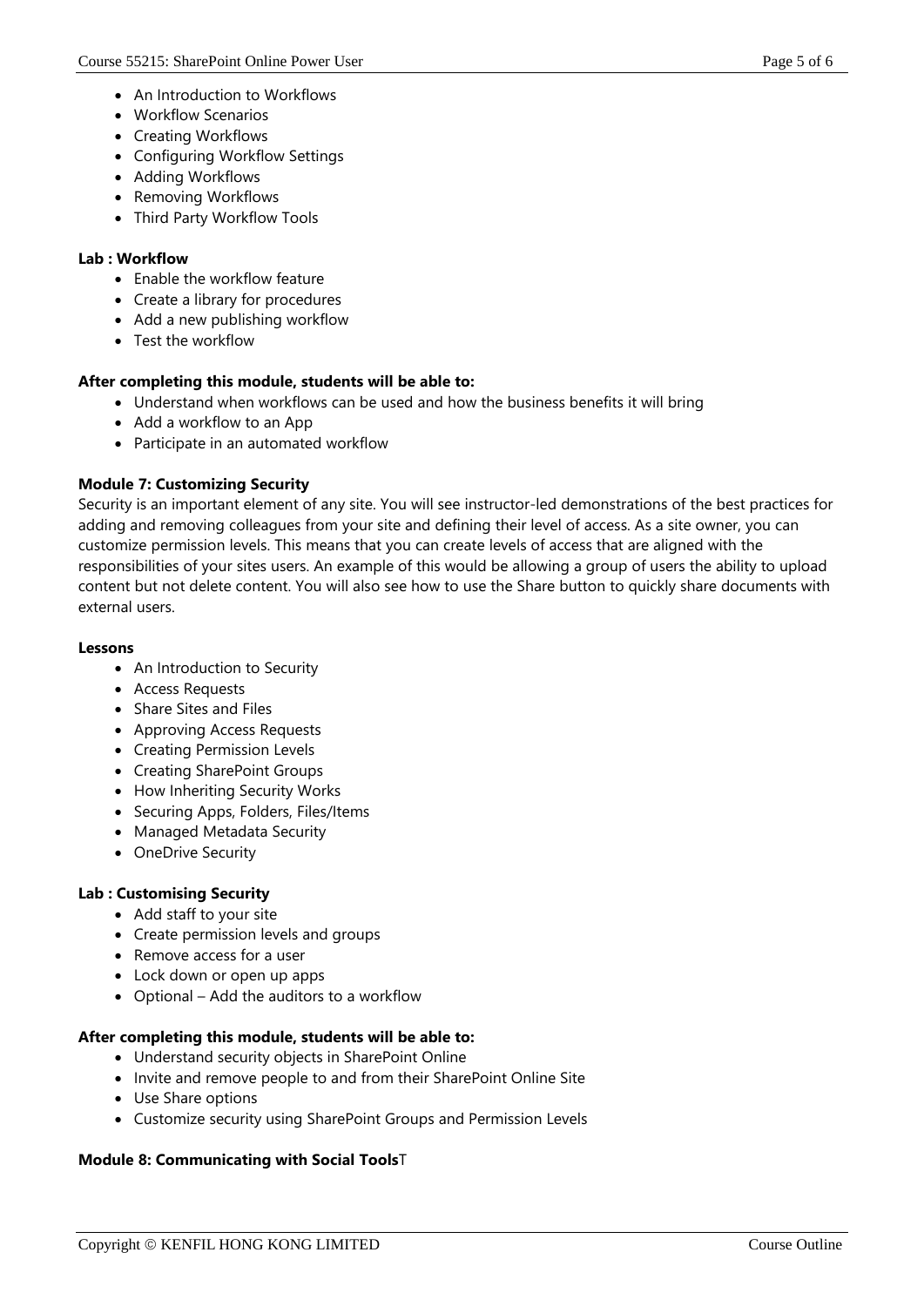- An Introduction to Workflows
- Workflow Scenarios
- Creating Workflows
- Configuring Workflow Settings
- Adding Workflows
- Removing Workflows
- Third Party Workflow Tools

**Lab : Workflow**

- Enable the workflow feature
- Create a library for procedures
- Add a new publishing workflow
- Test the workflow

**After completing this module, students will be able to:**

- Understand when workflows can be used and how the business benefits it will bring
- Add a workflow to an App
- Participate in an automated workflow

**Module 7: Customizing Security**

Security is an important element of any site. You will see instructor-led demonstrations of the best practices for adding and removing colleagues from your site and defining their level of access. As a site owner, you can customize permission levels. This means that you can create levels of access that are aligned with the responsibilities of your sites users. An example of this would be allowing a group of users the ability to upload content but not delete content. You will also see how to use the Share button to quickly share documents with external users.

**Lessons**

- An Introduction to Security
- Access Requests
- Share Sites and Files
- Approving Access Requests
- Creating Permission Levels
- Creating SharePoint Groups
- How Inheriting Security Works
- Securing Apps, Folders, Files/Items
- Managed Metadata Security
- OneDrive Security

**Lab : Customising Security**

- Add staff to your site
- Create permission levels and groups
- Remove access for a user
- Lock down or open up apps
- Optional – Add the auditors to a workflow

**After completing this module, students will be able to:**

- Understand security objects in SharePoint Online
- Invite and remove people to and from their SharePoint Online Site
- Use Share options
- Customize security using SharePoint Groups and Permission Levels

**Module 8: Communicating with Social Tools**T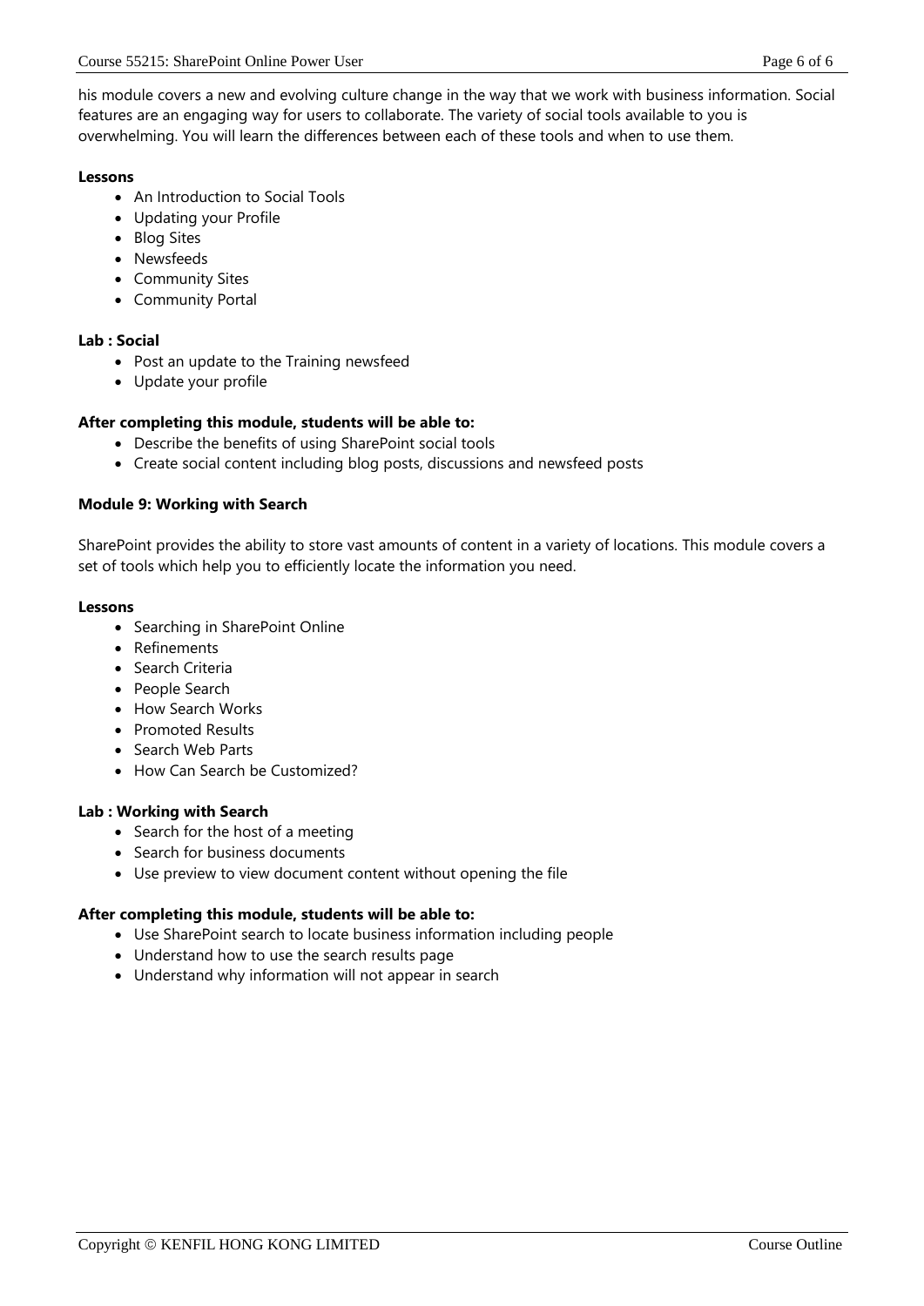his module covers a new and evolving culture change in the way that we work with business information. Social features are an engaging way for users to collaborate. The variety of social tools available to you is overwhelming. You will learn the differences between each of these tools and when to use them.

**Lessons**

- An Introduction to Social Tools
- Updating your Profile
- Blog Sites
- Newsfeeds
- Community Sites
- Community Portal

**Lab : Social**

- Post an update to the Training newsfeed
- Update your profile

**After completing this module, students will be able to:**

- Describe the benefits of using SharePoint social tools
- Create social content including blog posts, discussions and newsfeed posts

**Module 9: Working with Search**

SharePoint provides the ability to store vast amounts of content in a variety of locations. This module covers a set of tools which help you to efficiently locate the information you need.

**Lessons**

- Searching in SharePoint Online
- Refinements
- Search Criteria
- People Search
- How Search Works
- Promoted Results
- Search Web Parts
- How Can Search be Customized?

**Lab : Working with Search**

- Search for the host of a meeting
- Search for business documents
- Use preview to view document content without opening the file

**After completing this module, students will be able to:**

- Use SharePoint search to locate business information including people
- Understand how to use the search results page
- Understand why information will not appear in search